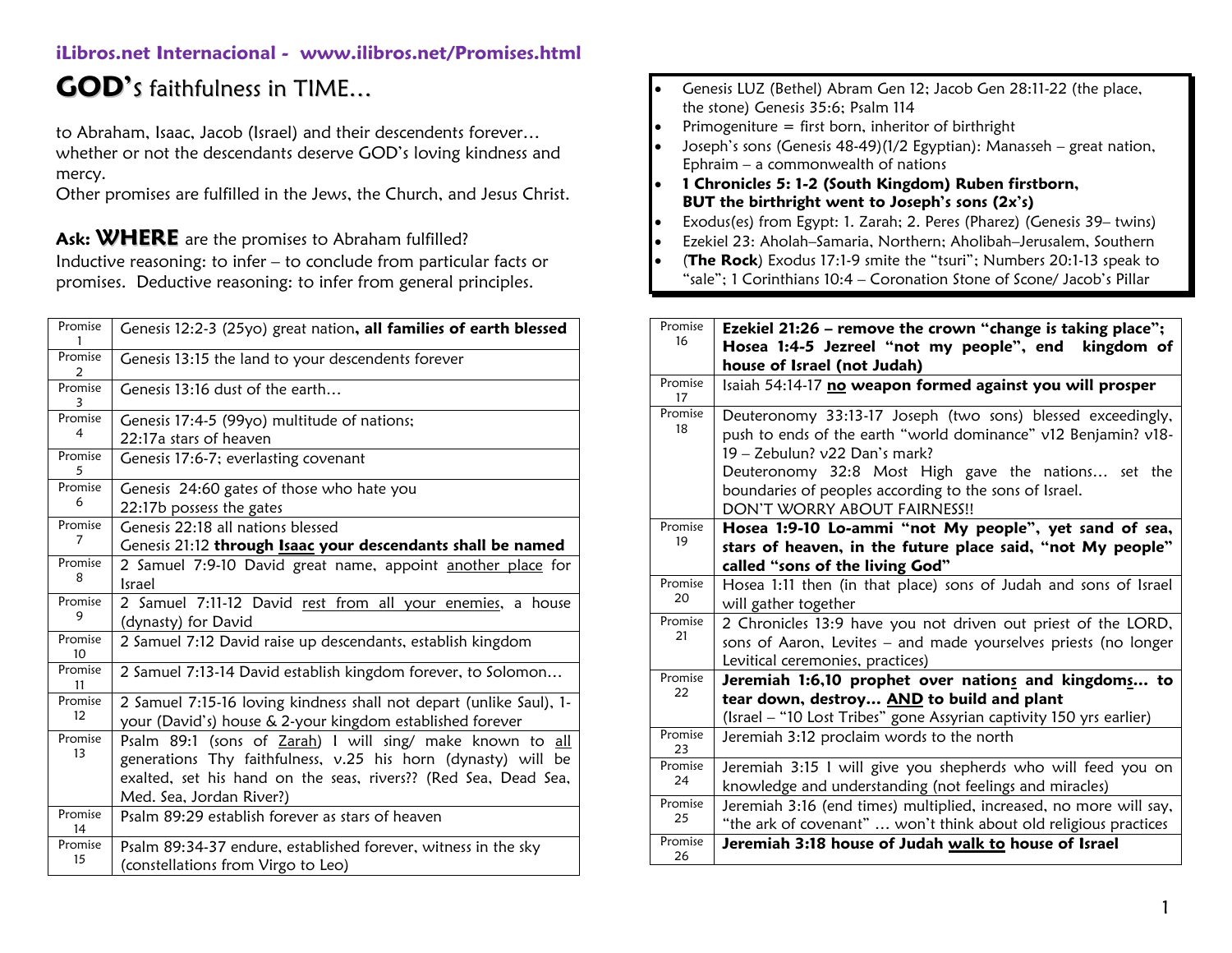**iLibros.net Internacional - www.ilibros.net/Promises.html**

# GOD's faithfulness in TIME…

to Abraham, Isaac, Jacob (Israel) and their descendents forever… whether or not the descendants deserve GOD's loving kindness and mercy.
Other promises are fulfilled in the Jews, the Church, and Jesus Christ.

**Ask: WHERE** are the promises to Abraham fulfilled?
Inductive reasoning: to infer – to conclude from particular facts or promises. Deductive reasoning: to infer from general principles.

| Promise | |
|---|---|
| Promise 1 | Genesis 12:2-3 (25yo) great nation**, all families of earth blessed** |
| Promise 2 | Genesis 13:15 the land to your descendents forever |
| Promise 3 | Genesis 13:16 dust of the earth… |
| Promise 4 | Genesis 17:4-5 (99yo) multitude of nations; 22:17a stars of heaven |
| Promise 5 | Genesis 17:6-7; everlasting covenant |
| Promise 6 | Genesis 24:60 gates of those who hate you 22:17b possess the gates |
| Promise 7 | Genesis 22:18 all nations blessed Genesis 21:12 **through Isaac your descendants shall be named** |
| Promise 8 | 2 Samuel 7:9-10 David great name, appoint another place for Israel |
| Promise 9 | 2 Samuel 7:11-12 David rest from all your enemies, a house (dynasty) for David |
| Promise 10 | 2 Samuel 7:12 David raise up descendants, establish kingdom |
| Promise 11 | 2 Samuel 7:13-14 David establish kingdom forever, to Solomon… |
| Promise 12 | 2 Samuel 7:15-16 loving kindness shall not depart (unlike Saul), 1-your (David's) house & 2-your kingdom established forever |
| Promise 13 | Psalm 89:1 (sons of Zarah) I will sing/ make known to all generations Thy faithfulness, v.25 his horn (dynasty) will be exalted, set his hand on the seas, rivers?? (Red Sea, Dead Sea, Med. Sea, Jordan River?) |
| Promise 14 | Psalm 89:29 establish forever as stars of heaven |
| Promise 15 | Psalm 89:34-37 endure, established forever, witness in the sky (constellations from Virgo to Leo) |

- Genesis LUZ (Bethel) Abram Gen 12; Jacob Gen 28:11-22 (the place, the stone) Genesis 35:6; Psalm 114
- Primogeniture = first born, inheritor of birthright
- Joseph's sons (Genesis 48-49)(1/2 Egyptian): Manasseh – great nation, Ephraim – a commonwealth of nations
- **1 Chronicles 5: 1-2 (South Kingdom) Ruben firstborn, BUT the birthright went to Joseph's sons (2x's)**
- Exodus(es) from Egypt: 1. Zarah; 2. Peres (Pharez) (Genesis 39– twins)
- Ezekiel 23: Aholah–Samaria, Northern; Aholibah–Jerusalem, Southern
- (**The Rock**) Exodus 17:1-9 smite the "tsuri"; Numbers 20:1-13 speak to "sale"; 1 Corinthians 10:4 – Coronation Stone of Scone/ Jacob's Pillar

| Promise | |
|---|---|
| Promise 16 | **Ezekiel 21:26 – remove the crown "change is taking place"; Hosea 1:4-5 Jezreel "not my people", end kingdom of house of Israel (not Judah)** |
| Promise 17 | Isaiah 54:14-17 **no weapon formed against you will prosper** |
| Promise 18 | Deuteronomy 33:13-17 Joseph (two sons) blessed exceedingly, push to ends of the earth "world dominance" v12 Benjamin? v18-19 – Zebulun? v22 Dan's mark? Deuteronomy 32:8 Most High gave the nations… set the boundaries of peoples according to the sons of Israel. DON'T WORRY ABOUT FAIRNESS!! |
| Promise 19 | **Hosea 1:9-10 Lo-ammi "not My people", yet sand of sea, stars of heaven, in the future place said, "not My people" called "sons of the living God"** |
| Promise 20 | Hosea 1:11 then (in that place) sons of Judah and sons of Israel will gather together |
| Promise 21 | 2 Chronicles 13:9 have you not driven out priest of the LORD, sons of Aaron, Levites – and made yourselves priests (no longer Levitical ceremonies, practices) |
| Promise 22 | **Jeremiah 1:6,10 prophet over nations and kingdoms… to tear down, destroy… AND to build and plant** (Israel – "10 Lost Tribes" gone Assyrian captivity 150 yrs earlier) |
| Promise 23 | Jeremiah 3:12 proclaim words to the north |
| Promise 24 | Jeremiah 3:15 I will give you shepherds who will feed you on knowledge and understanding (not feelings and miracles) |
| Promise 25 | Jeremiah 3:16 (end times) multiplied, increased, no more will say, "the ark of covenant" … won't think about old religious practices |
| Promise 26 | **Jeremiah 3:18 house of Judah walk to house of Israel** |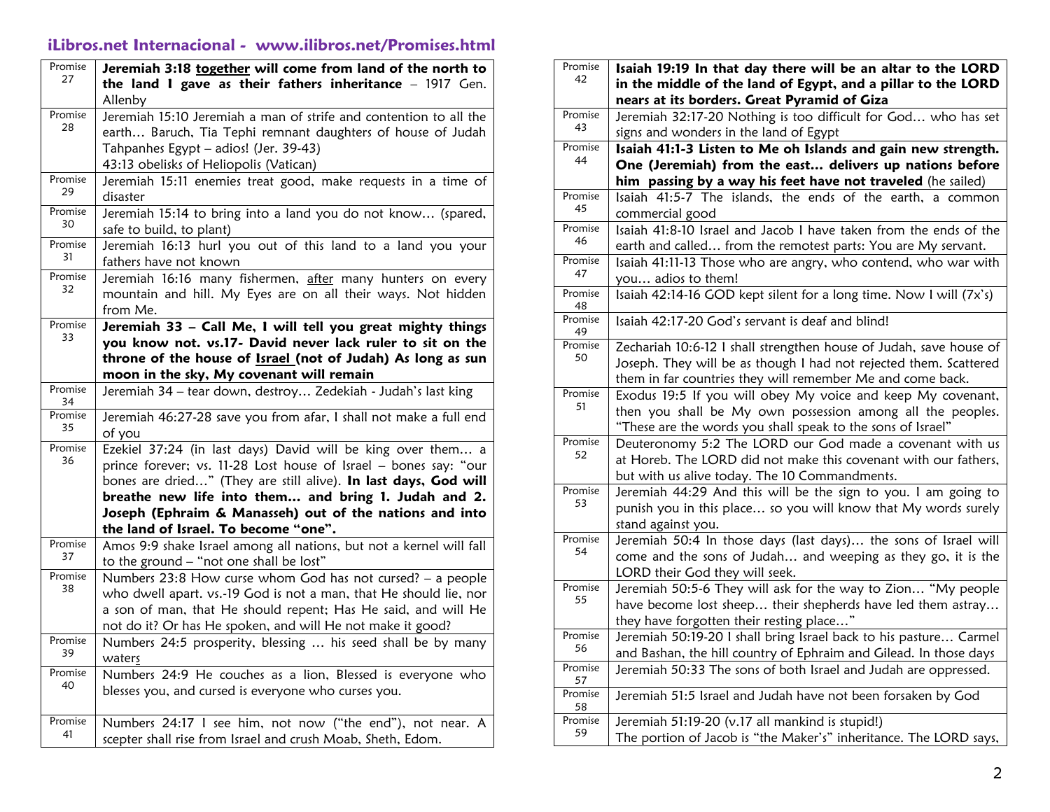**iLibros.net Internacional - www.ilibros.net/Promises.html**

| Promise | Text |
|---|---|
| Promise 27 | **Jeremiah 3:18 <u>together</u> will come from land of the north to the land I gave as their fathers inheritance** – 1917 Gen. Allenby |
| Promise 28 | Jeremiah 15:10 Jeremiah a man of strife and contention to all the earth… Baruch, Tia Tephi remnant daughters of house of Judah Tahpanhes Egypt – adios! (Jer. 39-43)<br>43:13 obelisks of Heliopolis (Vatican) |
| Promise 29 | Jeremiah 15:11 enemies treat good, make requests in a time of disaster |
| Promise 30 | Jeremiah 15:14 to bring into a land you do not know… (spared, safe to build, to plant) |
| Promise 31 | Jeremiah 16:13 hurl you out of this land to a land you your fathers have not known |
| Promise 32 | Jeremiah 16:16 many fishermen, <u>after</u> many hunters on every mountain and hill. My Eyes are on all their ways. Not hidden from Me. |
| Promise 33 | **Jeremiah 33 – Call Me, I will tell you great mighty things you know not. vs.17- David never lack ruler to sit on the throne of the house of <u>Israel</u> (not of Judah) As long as sun moon in the sky, My covenant will remain** |
| Promise 34 | Jeremiah 34 – tear down, destroy… Zedekiah - Judah's last king |
| Promise 35 | Jeremiah 46:27-28 save you from afar, I shall not make a full end of you |
| Promise 36 | Ezekiel 37:24 (in last days) David will be king over them… a prince forever; vs. 11-28 Lost house of Israel – bones say: "our bones are dried…" (They are still alive). **In last days, God will breathe new life into them… and bring 1. Judah and 2. Joseph (Ephraim & Manasseh) out of the nations and into the land of Israel. To become "one".** |
| Promise 37 | Amos 9:9 shake Israel among all nations, but not a kernel will fall to the ground – "not one shall be lost" |
| Promise 38 | Numbers 23:8 How curse whom God has not cursed? – a people who dwell apart. vs.-19 God is not a man, that He should lie, nor a son of man, that He should repent; Has He said, and will He not do it? Or has He spoken, and will He not make it good? |
| Promise 39 | Numbers 24:5 prosperity, blessing … his seed shall be by many waters |
| Promise 40 | Numbers 24:9 He couches as a lion, Blessed is everyone who blesses you, and cursed is everyone who curses you. |
| Promise 41 | Numbers 24:17 I see him, not now ("the end"), not near. A scepter shall rise from Israel and crush Moab, Sheth, Edom. |
| Promise 42 | **Isaiah 19:19 In that day there will be an altar to the LORD in the middle of the land of Egypt, and a pillar to the LORD nears at its borders. Great Pyramid of Giza** |
| Promise 43 | Jeremiah 32:17-20 Nothing is too difficult for God… who has set signs and wonders in the land of Egypt |
| Promise 44 | **Isaiah 41:1-3 Listen to Me oh Islands and gain new strength. One (Jeremiah) from the east… delivers up nations before him passing by a way his feet have not traveled** (he sailed) |
| Promise 45 | Isaiah 41:5-7 The islands, the ends of the earth, a common commercial good |
| Promise 46 | Isaiah 41:8-10 Israel and Jacob I have taken from the ends of the earth and called… from the remotest parts: You are My servant. |
| Promise 47 | Isaiah 41:11-13 Those who are angry, who contend, who war with you… adios to them! |
| Promise 48 | Isaiah 42:14-16 GOD kept silent for a long time. Now I will (7x's) |
| Promise 49 | Isaiah 42:17-20 God's servant is deaf and blind! |
| Promise 50 | Zechariah 10:6-12 I shall strengthen house of Judah, save house of Joseph. They will be as though I had not rejected them. Scattered them in far countries they will remember Me and come back. |
| Promise 51 | Exodus 19:5 If you will obey My voice and keep My covenant, then you shall be My own possession among all the peoples. "These are the words you shall speak to the sons of Israel" |
| Promise 52 | Deuteronomy 5:2 The LORD our God made a covenant with us at Horeb. The LORD did not make this covenant with our fathers, but with us alive today. The 10 Commandments. |
| Promise 53 | Jeremiah 44:29 And this will be the sign to you. I am going to punish you in this place… so you will know that My words surely stand against you. |
| Promise 54 | Jeremiah 50:4 In those days (last days)… the sons of Israel will come and the sons of Judah… and weeping as they go, it is the LORD their God they will seek. |
| Promise 55 | Jeremiah 50:5-6 They will ask for the way to Zion… "My people have become lost sheep… their shepherds have led them astray… they have forgotten their resting place…" |
| Promise 56 | Jeremiah 50:19-20 I shall bring Israel back to his pasture… Carmel and Bashan, the hill country of Ephraim and Gilead. In those days |
| Promise 57 | Jeremiah 50:33 The sons of both Israel and Judah are oppressed. |
| Promise 58 | Jeremiah 51:5 Israel and Judah have not been forsaken by God |
| Promise 59 | Jeremiah 51:19-20 (v.17 all mankind is stupid!)<br>The portion of Jacob is "the Maker's" inheritance. The LORD says, |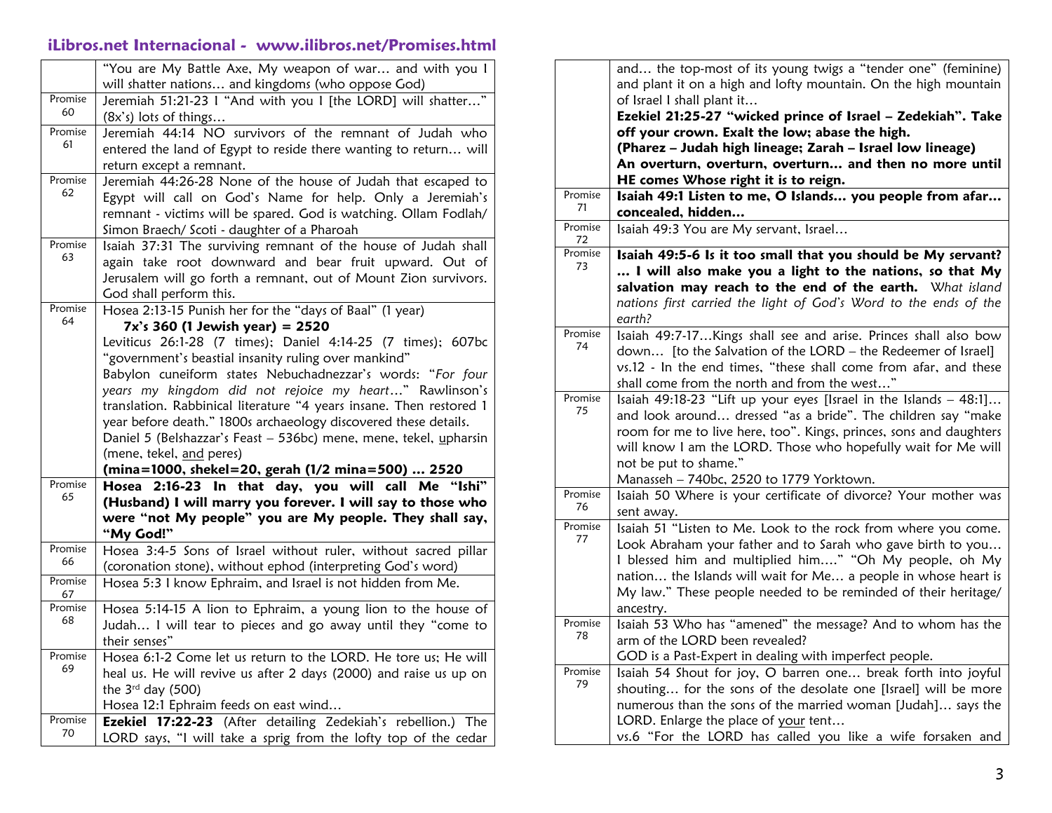| | |
|---|---|
| | "You are My Battle Axe, My weapon of war… and with you I will shatter nations… and kingdoms (who oppose God) |
| Promise 60 | Jeremiah 51:21-23 I "And with you I [the LORD] will shatter…" (8x's) lots of things… |
| Promise 61 | Jeremiah 44:14 NO survivors of the remnant of Judah who entered the land of Egypt to reside there wanting to return… will return except a remnant. |
| Promise 62 | Jeremiah 44:26-28 None of the house of Judah that escaped to Egypt will call on God's Name for help. Only a Jeremiah's remnant - victims will be spared. God is watching. Ollam Fodlah/ Simon Braech/ Scoti - daughter of a Pharoah |
| Promise 63 | Isaiah 37:31 The surviving remnant of the house of Judah shall again take root downward and bear fruit upward. Out of Jerusalem will go forth a remnant, out of Mount Zion survivors. God shall perform this. |
| Promise 64 | Hosea 2:13-15 Punish her for the "days of Baal" (1 year)<br>**7x's 360 (1 Jewish year) = 2520**<br>Leviticus 26:1-28 (7 times); Daniel 4:14-25 (7 times); 607bc "government's beastial insanity ruling over mankind"<br>Babylon cuneiform states Nebuchadnezzar's words: "*For four years my kingdom did not rejoice my heart…*" Rawlinson's translation. Rabbinical literature "4 years insane. Then restored 1 year before death." 1800s archaeology discovered these details.<br>Daniel 5 (Belshazzar's Feast – 536bc) mene, mene, tekel, <u>u</u>pharsin (mene, tekel, <u>and</u> peres)<br>**(mina=1000, shekel=20, gerah (1/2 mina=500) … 2520** |
| Promise 65 | **Hosea 2:16-23 In that day, you will call Me "Ishi" (Husband) I will marry you forever. I will say to those who were "not My people" you are My people. They shall say, "My God!"** |
| Promise 66 | Hosea 3:4-5 Sons of Israel without ruler, without sacred pillar (coronation stone), without ephod (interpreting God's word) |
| Promise 67 | Hosea 5:3 I know Ephraim, and Israel is not hidden from Me. |
| Promise 68 | Hosea 5:14-15 A lion to Ephraim, a young lion to the house of Judah… I will tear to pieces and go away until they "come to their senses" |
| Promise 69 | Hosea 6:1-2 Come let us return to the LORD. He tore us; He will heal us. He will revive us after 2 days (2000) and raise us up on the 3rd day (500)<br>Hosea 12:1 Ephraim feeds on east wind… |
| Promise 70 | **Ezekiel 17:22-23** (After detailing Zedekiah's rebellion.) The LORD says, "I will take a sprig from the lofty top of the cedar and… the top-most of its young twigs a "tender one" (feminine) and plant it on a high and lofty mountain. On the high mountain of Israel I shall plant it…<br>**Ezekiel 21:25-27 "wicked prince of Israel – Zedekiah". Take off your crown. Exalt the low; abase the high.**<br>**(Pharez – Judah high lineage; Zarah – Israel low lineage)**<br>**An overturn, overturn, overturn… and then no more until HE comes Whose right it is to reign.** |
| Promise 71 | **Isaiah 49:1 Listen to me, O Islands… you people from afar… concealed, hidden…** |
| Promise 72 | Isaiah 49:3 You are My servant, Israel… |
| Promise 73 | **Isaiah 49:5-6 Is it too small that you should be My servant? … I will also make you a light to the nations, so that My salvation may reach to the end of the earth.** *What island nations first carried the light of God's Word to the ends of the earth?* |
| Promise 74 | Isaiah 49:7-17…Kings shall see and arise. Princes shall also bow down… [to the Salvation of the LORD – the Redeemer of Israel]<br>vs.12 - In the end times, "these shall come from afar, and these shall come from the north and from the west…" |
| Promise 75 | Isaiah 49:18-23 "Lift up your eyes [Israel in the Islands – 48:1]… and look around… dressed "as a bride". The children say "make room for me to live here, too". Kings, princes, sons and daughters will know I am the LORD. Those who hopefully wait for Me will not be put to shame."<br>Manasseh – 740bc, 2520 to 1779 Yorktown. |
| Promise 76 | Isaiah 50 Where is your certificate of divorce? Your mother was sent away. |
| Promise 77 | Isaiah 51 "Listen to Me. Look to the rock from where you come. Look Abraham your father and to Sarah who gave birth to you… I blessed him and multiplied him…." "Oh My people, oh My nation… the Islands will wait for Me… a people in whose heart is My law." These people needed to be reminded of their heritage/ ancestry. |
| Promise 78 | Isaiah 53 Who has "amened" the message? And to whom has the arm of the LORD been revealed?<br>GOD is a Past-Expert in dealing with imperfect people. |
| Promise 79 | Isaiah 54 Shout for joy, O barren one… break forth into joyful shouting… for the sons of the desolate one [Israel] will be more numerous than the sons of the married woman [Judah]… says the LORD. Enlarge the place of <u>your</u> tent…<br>vs.6 "For the LORD has called you like a wife forsaken and |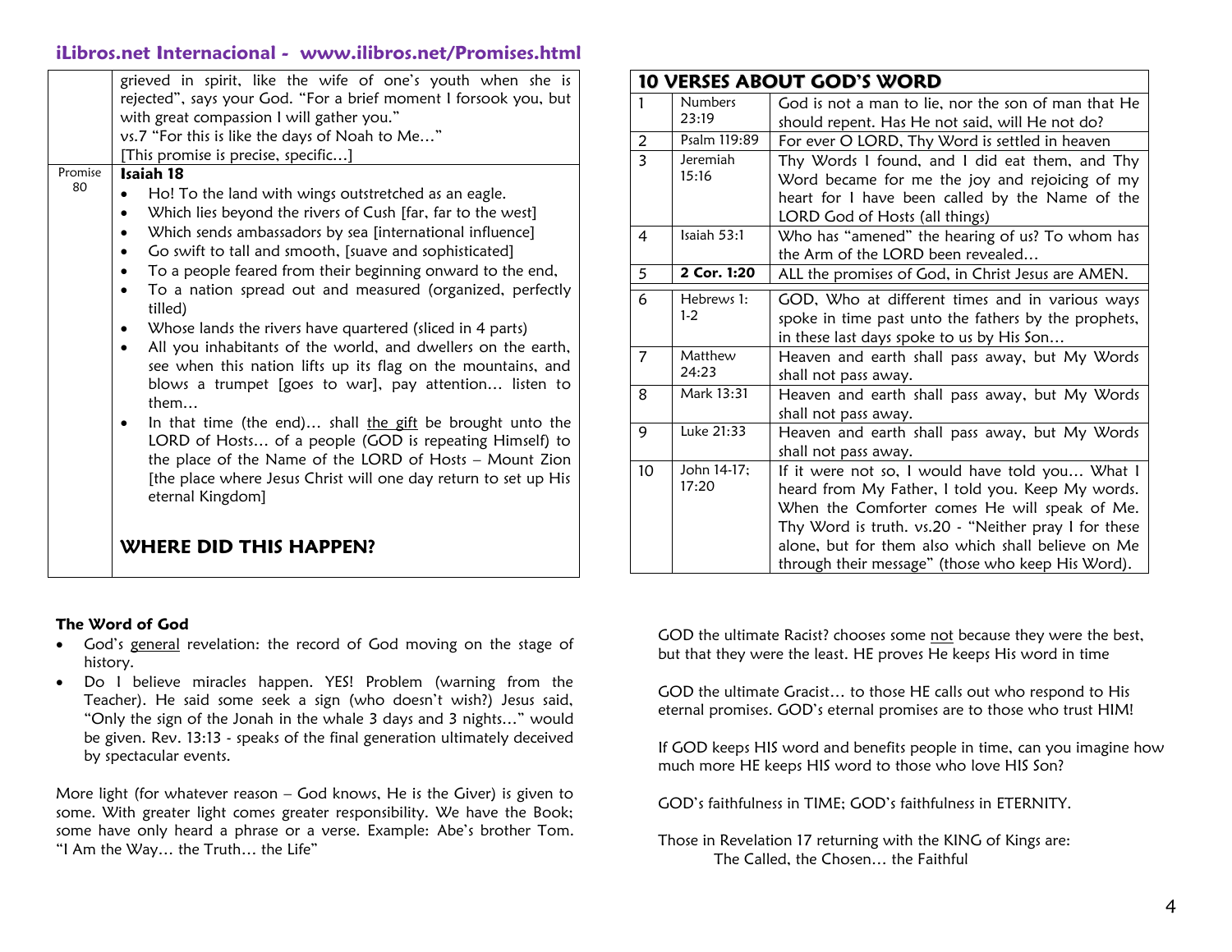| | |
|---|---|
| | grieved in spirit, like the wife of one's youth when she is rejected", says your God. "For a brief moment I forsook you, but with great compassion I will gather you."<br>vs.7 "For this is like the days of Noah to Me…"<br>[This promise is precise, specific…] |
| Promise 80 | **Isaiah 18**<br>• Ho! To the land with wings outstretched as an eagle.<br>• Which lies beyond the rivers of Cush [far, far to the west]<br>• Which sends ambassadors by sea [international influence]<br>• Go swift to tall and smooth, [suave and sophisticated]<br>• To a people feared from their beginning onward to the end,<br>• To a nation spread out and measured (organized, perfectly tilled)<br>• Whose lands the rivers have quartered (sliced in 4 parts)<br>• All you inhabitants of the world, and dwellers on the earth, see when this nation lifts up its flag on the mountains, and blows a trumpet [goes to war], pay attention… listen to them…<br>• In that time (the end)… shall the gift be brought unto the LORD of Hosts… of a people (GOD is repeating Himself) to the place of the Name of the LORD of Hosts – Mount Zion [the place where Jesus Christ will one day return to set up His eternal Kingdom]<br><br>**WHERE DID THIS HAPPEN?** |

**The Word of God**

- God's general revelation: the record of God moving on the stage of history.
- Do I believe miracles happen. YES! Problem (warning from the Teacher). He said some seek a sign (who doesn't wish?) Jesus said, "Only the sign of the Jonah in the whale 3 days and 3 nights…" would be given. Rev. 13:13 - speaks of the final generation ultimately deceived by spectacular events.

More light (for whatever reason – God knows, He is the Giver) is given to some. With greater light comes greater responsibility. We have the Book; some have only heard a phrase or a verse. Example: Abe's brother Tom. "I Am the Way… the Truth… the Life"

**10 VERSES ABOUT GOD'S WORD**

| | | |
|---|---|---|
| 1 | Numbers 23:19 | God is not a man to lie, nor the son of man that He should repent. Has He not said, will He not do? |
| 2 | Psalm 119:89 | For ever O LORD, Thy Word is settled in heaven |
| 3 | Jeremiah 15:16 | Thy Words I found, and I did eat them, and Thy Word became for me the joy and rejoicing of my heart for I have been called by the Name of the LORD God of Hosts (all things) |
| 4 | Isaiah 53:1 | Who has "amened" the hearing of us? To whom has the Arm of the LORD been revealed… |
| 5 | **2 Cor. 1:20** | ALL the promises of God, in Christ Jesus are AMEN. |
| 6 | Hebrews 1: 1-2 | GOD, Who at different times and in various ways spoke in time past unto the fathers by the prophets, in these last days spoke to us by His Son… |
| 7 | Matthew 24:23 | Heaven and earth shall pass away, but My Words shall not pass away. |
| 8 | Mark 13:31 | Heaven and earth shall pass away, but My Words shall not pass away. |
| 9 | Luke 21:33 | Heaven and earth shall pass away, but My Words shall not pass away. |
| 10 | John 14-17; 17:20 | If it were not so, I would have told you… What I heard from My Father, I told you. Keep My words. When the Comforter comes He will speak of Me. Thy Word is truth. vs.20 - "Neither pray I for these alone, but for them also which shall believe on Me through their message" (those who keep His Word). |

GOD the ultimate Racist? chooses some not because they were the best, but that they were the least. HE proves He keeps His word in time

GOD the ultimate Gracist… to those HE calls out who respond to His eternal promises. GOD's eternal promises are to those who trust HIM!

If GOD keeps HIS word and benefits people in time, can you imagine how much more HE keeps HIS word to those who love HIS Son?

GOD's faithfulness in TIME; GOD's faithfulness in ETERNITY.

Those in Revelation 17 returning with the KING of Kings are:
The Called, the Chosen… the Faithful